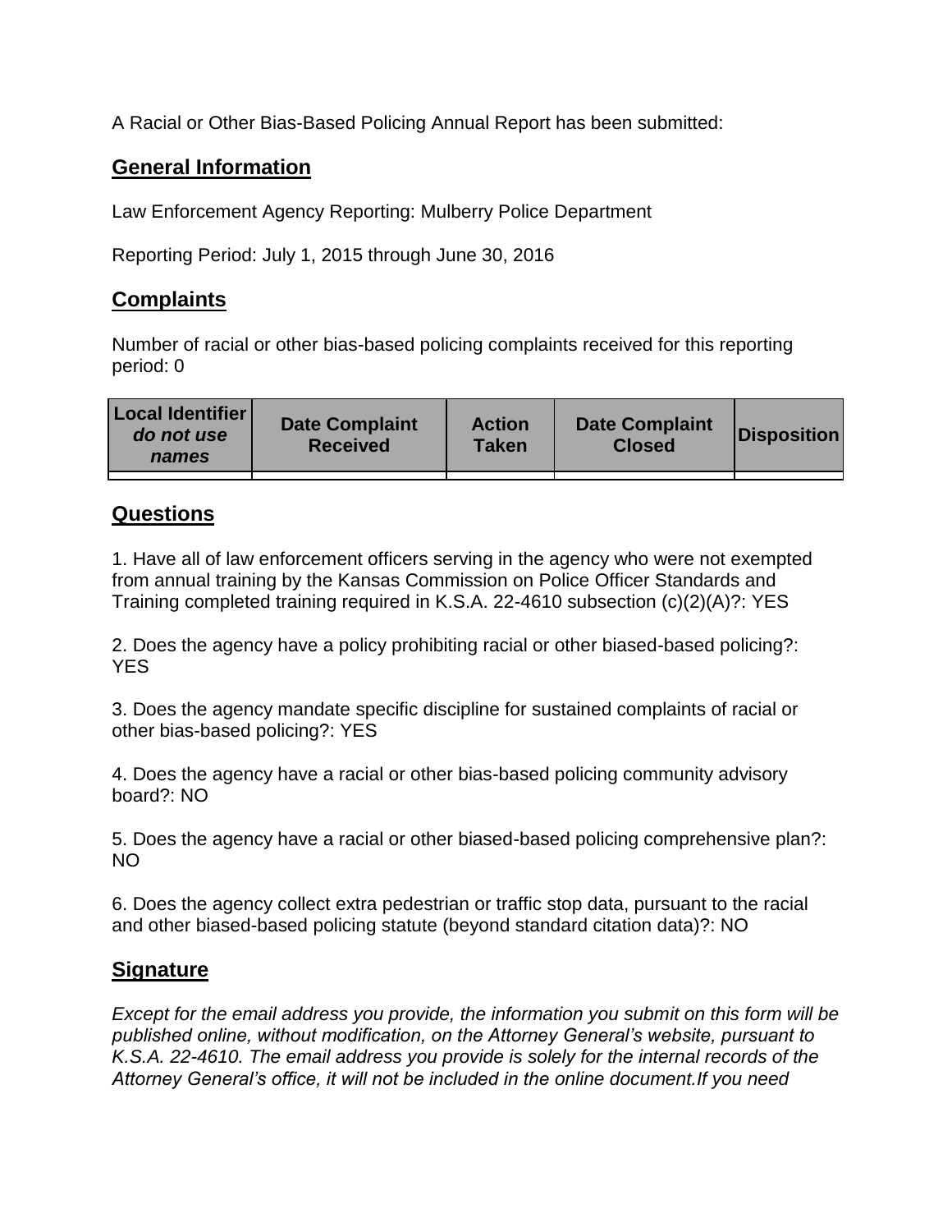A Racial or Other Bias-Based Policing Annual Report has been submitted:

## General Information

Law Enforcement Agency Reporting: Mulberry Police Department

Reporting Period: July 1, 2015 through June 30, 2016

## Complaints

Number of racial or other bias-based policing complaints received for this reporting period: 0

| Local Identifier *do not use names* | Date Complaint Received | Action Taken | Date Complaint Closed | Disposition |
|---|---|---|---|---|
| | | | | |

## Questions

1. Have all of law enforcement officers serving in the agency who were not exempted from annual training by the Kansas Commission on Police Officer Standards and Training completed training required in K.S.A. 22-4610 subsection (c)(2)(A)?: YES

2. Does the agency have a policy prohibiting racial or other biased-based policing?: YES

3. Does the agency mandate specific discipline for sustained complaints of racial or other bias-based policing?: YES

4. Does the agency have a racial or other bias-based policing community advisory board?: NO

5. Does the agency have a racial or other biased-based policing comprehensive plan?: NO

6. Does the agency collect extra pedestrian or traffic stop data, pursuant to the racial and other biased-based policing statute (beyond standard citation data)?: NO

## Signature

*Except for the email address you provide, the information you submit on this form will be published online, without modification, on the Attorney General's website, pursuant to K.S.A. 22-4610. The email address you provide is solely for the internal records of the Attorney General's office, it will not be included in the online document.If you need*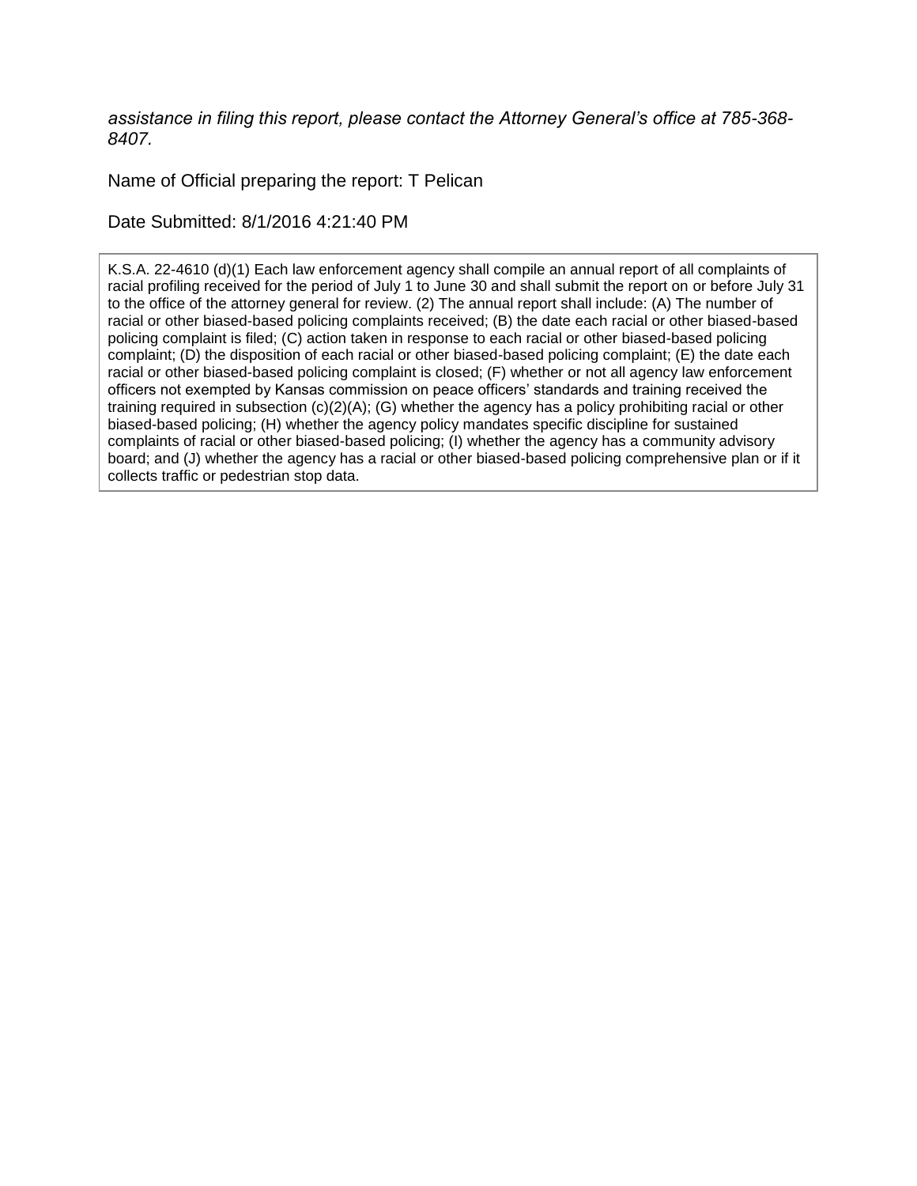*assistance in filing this report, please contact the Attorney General's office at 785-368-8407.*

Name of Official preparing the report: T Pelican

Date Submitted: 8/1/2016 4:21:40 PM

K.S.A. 22-4610 (d)(1) Each law enforcement agency shall compile an annual report of all complaints of racial profiling received for the period of July 1 to June 30 and shall submit the report on or before July 31 to the office of the attorney general for review. (2) The annual report shall include: (A) The number of racial or other biased-based policing complaints received; (B) the date each racial or other biased-based policing complaint is filed; (C) action taken in response to each racial or other biased-based policing complaint; (D) the disposition of each racial or other biased-based policing complaint; (E) the date each racial or other biased-based policing complaint is closed; (F) whether or not all agency law enforcement officers not exempted by Kansas commission on peace officers' standards and training received the training required in subsection (c)(2)(A); (G) whether the agency has a policy prohibiting racial or other biased-based policing; (H) whether the agency policy mandates specific discipline for sustained complaints of racial or other biased-based policing; (I) whether the agency has a community advisory board; and (J) whether the agency has a racial or other biased-based policing comprehensive plan or if it collects traffic or pedestrian stop data.